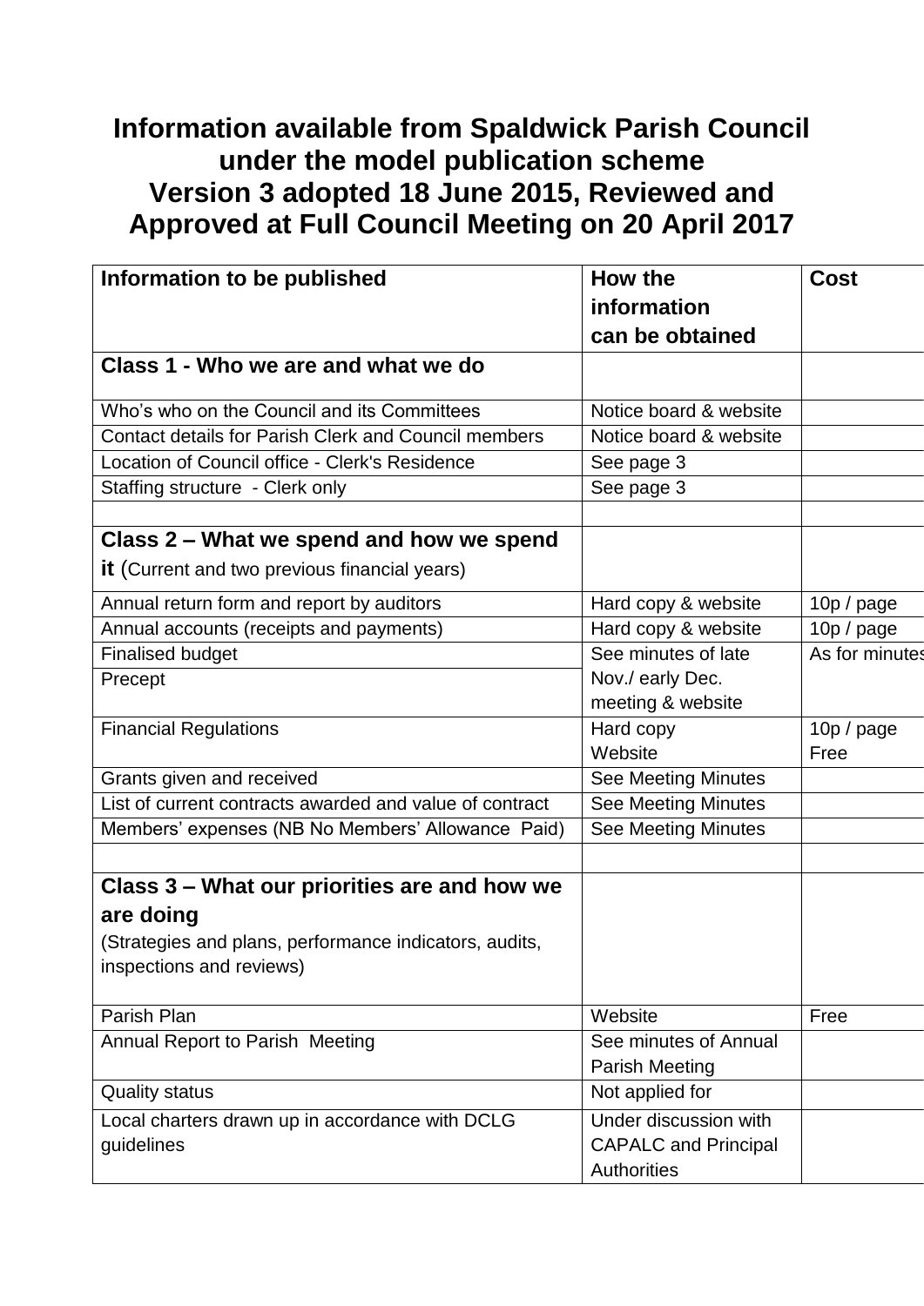# Information available from Spaldwick Parish Council under the model publication scheme Version 3 adopted 18 June 2015, Reviewed and Approved at Full Council Meeting on 20 April 2017

| Information to be published | How the information can be obtained | Cost |
|---|---|---|
| **Class 1 - Who we are and what we do** | | |
| Who's who on the Council and its Committees | Notice board & website | |
| Contact details for Parish Clerk and Council members | Notice board & website | |
| Location of Council office - Clerk's Residence | See page 3 | |
| Staffing structure - Clerk only | See page 3 | |
| | | |
| **Class 2 – What we spend and how we spend it** (Current and two previous financial years) | | |
| Annual return form and report by auditors | Hard copy & website | 10p / page |
| Annual accounts (receipts and payments) | Hard copy & website | 10p / page |
| Finalised budget | See minutes of late Nov./ early Dec. meeting & website | As for minutes |
| Precept | | |
| Financial Regulations | Hard copy<br>Website | 10p / page<br>Free |
| Grants given and received | See Meeting Minutes | |
| List of current contracts awarded and value of contract | See Meeting Minutes | |
| Members' expenses (NB No Members' Allowance Paid) | See Meeting Minutes | |
| | | |
| **Class 3 – What our priorities are and how we are doing** (Strategies and plans, performance indicators, audits, inspections and reviews) | | |
| Parish Plan | Website | Free |
| Annual Report to Parish Meeting | See minutes of Annual Parish Meeting | |
| Quality status | Not applied for | |
| Local charters drawn up in accordance with DCLG guidelines | Under discussion with CAPALC and Principal Authorities | |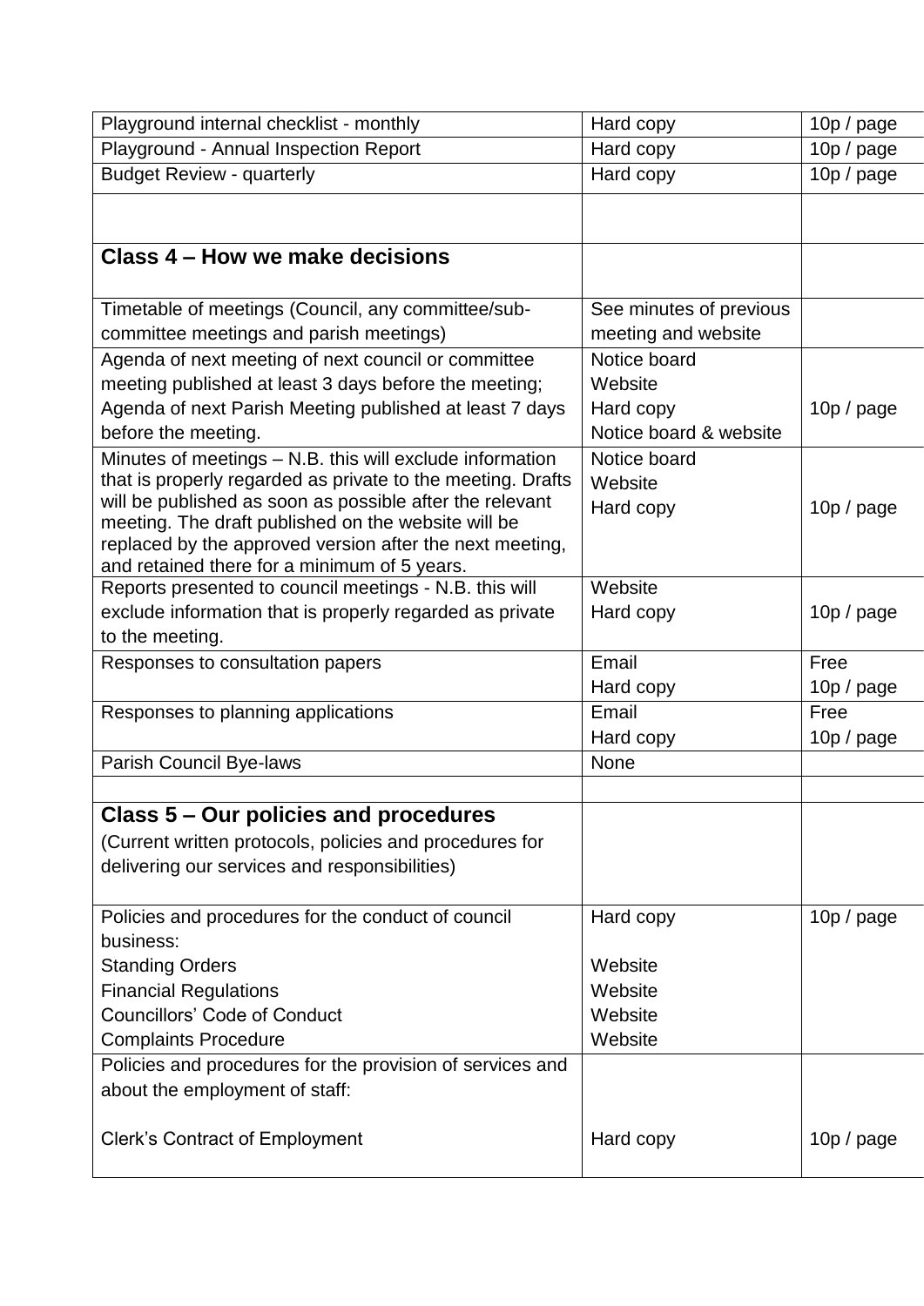| | | |
|---|---|---|
| Playground internal checklist - monthly | Hard copy | 10p / page |
| Playground - Annual Inspection Report | Hard copy | 10p / page |
| Budget Review - quarterly | Hard copy | 10p / page |
| | | |
| **Class 4 – How we make decisions** | | |
| Timetable of meetings (Council, any committee/sub-committee meetings and parish meetings) | See minutes of previous meeting and website | |
| Agenda of next meeting of next council or committee meeting published at least 3 days before the meeting; Agenda of next Parish Meeting published at least 7 days before the meeting. | Notice board<br>Website<br>Hard copy<br>Notice board & website | 10p / page |
| Minutes of meetings – N.B. this will exclude information that is properly regarded as private to the meeting. Drafts will be published as soon as possible after the relevant meeting. The draft published on the website will be replaced by the approved version after the next meeting, and retained there for a minimum of 5 years. | Notice board<br>Website<br>Hard copy | 10p / page |
| Reports presented to council meetings - N.B. this will exclude information that is properly regarded as private to the meeting. | Website<br>Hard copy | 10p / page |
| Responses to consultation papers | Email<br>Hard copy | Free<br>10p / page |
| Responses to planning applications | Email<br>Hard copy | Free<br>10p / page |
| Parish Council Bye-laws | None | |
| | | |
| **Class 5 – Our policies and procedures**<br>(Current written protocols, policies and procedures for delivering our services and responsibilities) | | |
| Policies and procedures for the conduct of council business:<br>Standing Orders<br>Financial Regulations<br>Councillors' Code of Conduct<br>Complaints Procedure | Hard copy<br><br>Website<br>Website<br>Website<br>Website | 10p / page |
| Policies and procedures for the provision of services and about the employment of staff:<br><br>Clerk's Contract of Employment | <br><br><br>Hard copy | <br><br><br>10p / page |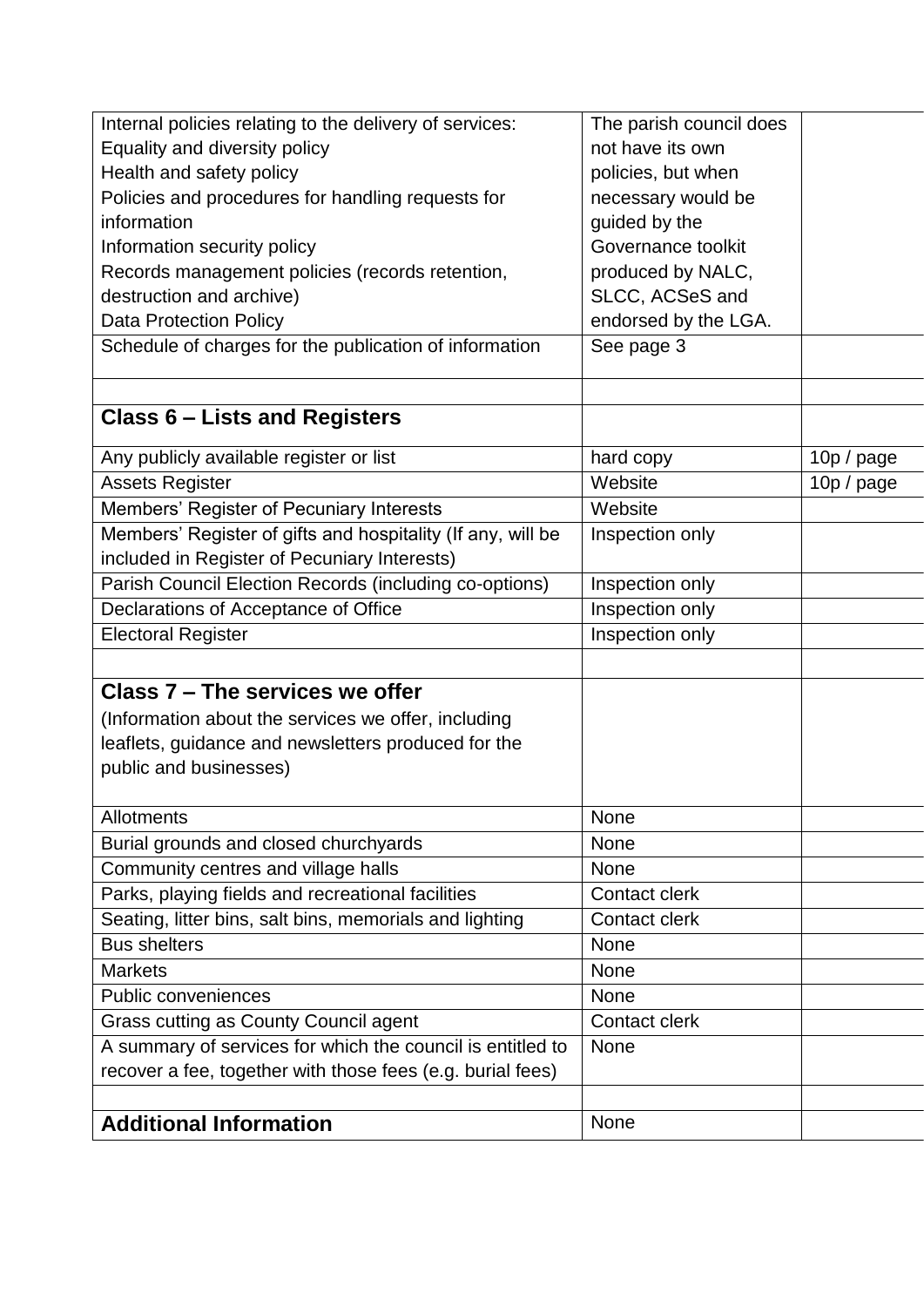| | | |
|---|---|---|
| Internal policies relating to the delivery of services:<br>Equality and diversity policy<br>Health and safety policy<br>Policies and procedures for handling requests for information<br>Information security policy<br>Records management policies (records retention, destruction and archive)<br>Data Protection Policy | The parish council does not have its own policies, but when necessary would be guided by the Governance toolkit produced by NALC, SLCC, ACSeS and endorsed by the LGA. | |
| Schedule of charges for the publication of information | See page 3 | |
| | | |
| **Class 6 – Lists and Registers** | | |
| Any publicly available register or list | hard copy | 10p / page |
| Assets Register | Website | 10p / page |
| Members' Register of Pecuniary Interests | Website | |
| Members' Register of gifts and hospitality (If any, will be included in Register of Pecuniary Interests) | Inspection only | |
| Parish Council Election Records (including co-options) | Inspection only | |
| Declarations of Acceptance of Office | Inspection only | |
| Electoral Register | Inspection only | |
| | | |
| **Class 7 – The services we offer**<br>(Information about the services we offer, including leaflets, guidance and newsletters produced for the public and businesses) | | |
| Allotments | None | |
| Burial grounds and closed churchyards | None | |
| Community centres and village halls | None | |
| Parks, playing fields and recreational facilities | Contact clerk | |
| Seating, litter bins, salt bins, memorials and lighting | Contact clerk | |
| Bus shelters | None | |
| Markets | None | |
| Public conveniences | None | |
| Grass cutting as County Council agent | Contact clerk | |
| A summary of services for which the council is entitled to recover a fee, together with those fees (e.g. burial fees) | None | |
| | | |
| **Additional Information** | None | |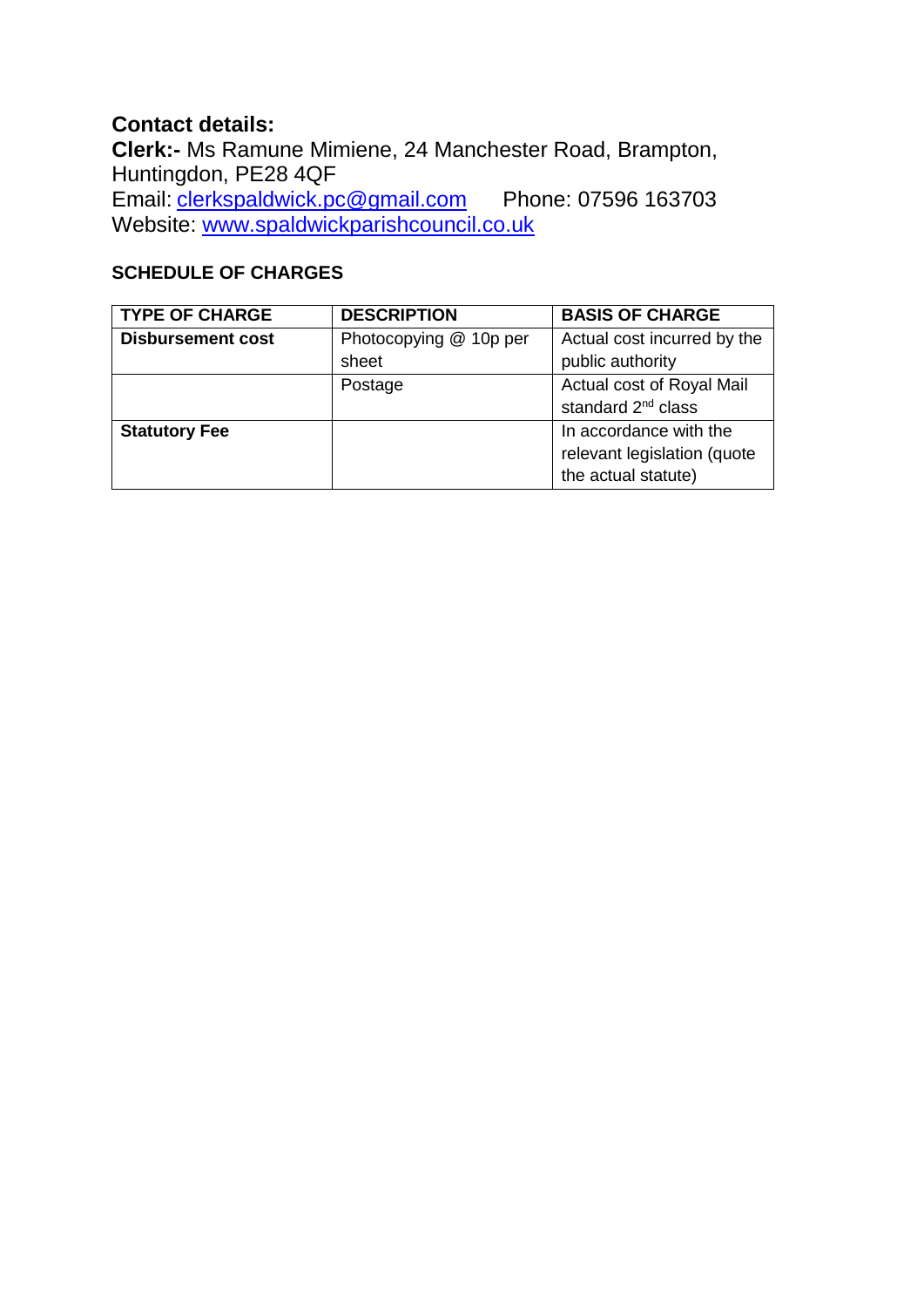**Contact details:**

**Clerk:-** Ms Ramune Mimiene, 24 Manchester Road, Brampton, Huntingdon, PE28 4QF

Email: clerkspaldwick.pc@gmail.com Phone: 07596 163703

Website: www.spaldwickparishcouncil.co.uk

**SCHEDULE OF CHARGES**

| TYPE OF CHARGE | DESCRIPTION | BASIS OF CHARGE |
|---|---|---|
| **Disbursement cost** | Photocopying @ 10p per sheet | Actual cost incurred by the public authority |
| | Postage | Actual cost of Royal Mail standard 2nd class |
| **Statutory Fee** | | In accordance with the relevant legislation (quote the actual statute) |